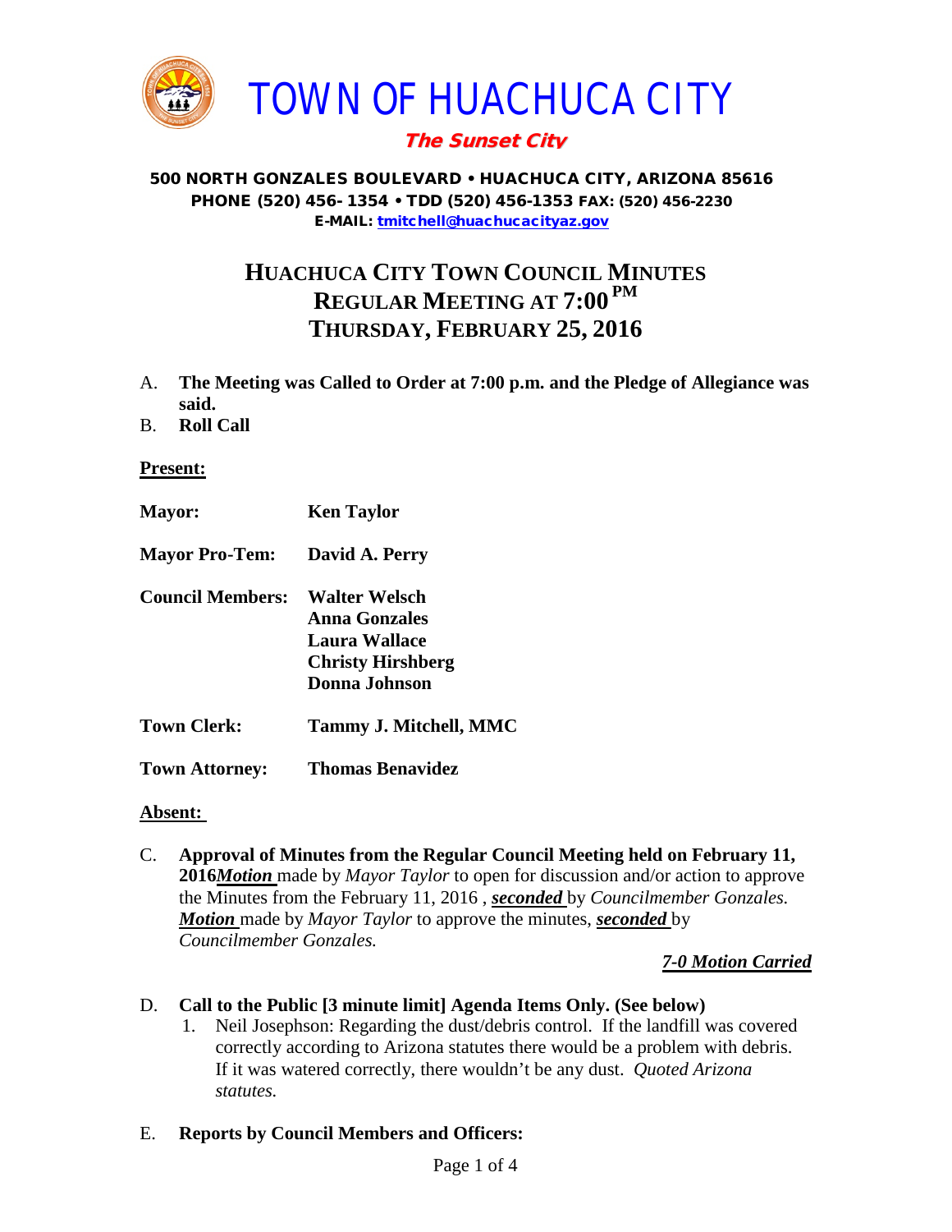# TOWN OF HUACHUCA CITY

*The Sunset City*

**500 NORTH GONZALES BOULEVARD • HUACHUCA CITY, ARIZONA 85616**
**PHONE (520) 456- 1354 • TDD (520) 456-1353 FAX: (520) 456-2230**
**E-MAIL: tmitchell@huachucacityaz.gov**

## HUACHUCA CITY TOWN COUNCIL MINUTES
## REGULAR MEETING AT 7:00 PM
## THURSDAY, FEBRUARY 25, 2016

A. **The Meeting was Called to Order at 7:00 p.m. and the Pledge of Allegiance was said.**

B. **Roll Call**

**Present:**

| | |
|---|---|
| **Mayor:** | **Ken Taylor** |
| **Mayor Pro-Tem:** | **David A. Perry** |
| **Council Members:** | **Walter Welsch** |
| | **Anna Gonzales** |
| | **Laura Wallace** |
| | **Christy Hirshberg** |
| | **Donna Johnson** |
| **Town Clerk:** | **Tammy J. Mitchell, MMC** |
| **Town Attorney:** | **Thomas Benavidez** |

**Absent:**

C. **Approval of Minutes from the Regular Council Meeting held on February 11, 2016** ***Motion*** made by *Mayor Taylor* to open for discussion and/or action to approve the Minutes from the February 11, 2016 , ***seconded*** by *Councilmember Gonzales.* ***Motion*** made by *Mayor Taylor* to approve the minutes, ***seconded*** by *Councilmember Gonzales.*

***7-0 Motion Carried***

D. **Call to the Public [3 minute limit] Agenda Items Only. (See below)**

1. Neil Josephson: Regarding the dust/debris control. If the landfill was covered correctly according to Arizona statutes there would be a problem with debris. If it was watered correctly, there wouldn't be any dust. *Quoted Arizona statutes.*

E. **Reports by Council Members and Officers:**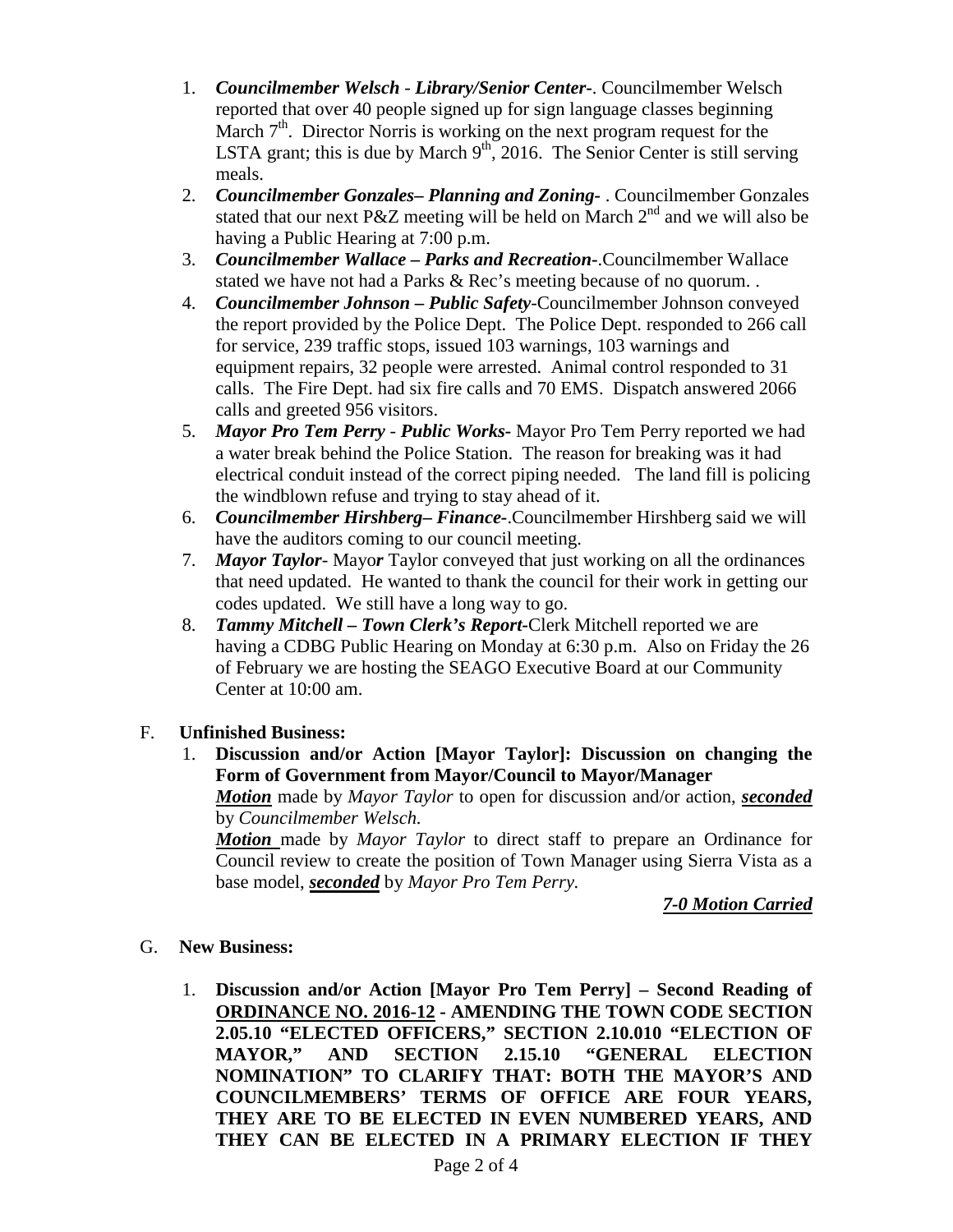1. ***Councilmember Welsch - Library/Senior Center-***. Councilmember Welsch reported that over 40 people signed up for sign language classes beginning March 7th. Director Norris is working on the next program request for the LSTA grant; this is due by March 9th, 2016. The Senior Center is still serving meals.
2. ***Councilmember Gonzales– Planning and Zoning-*** . Councilmember Gonzales stated that our next P&Z meeting will be held on March 2nd and we will also be having a Public Hearing at 7:00 p.m.
3. ***Councilmember Wallace – Parks and Recreation-***.Councilmember Wallace stated we have not had a Parks & Rec's meeting because of no quorum. .
4. ***Councilmember Johnson – Public Safety-***Councilmember Johnson conveyed the report provided by the Police Dept. The Police Dept. responded to 266 call for service, 239 traffic stops, issued 103 warnings, 103 warnings and equipment repairs, 32 people were arrested. Animal control responded to 31 calls. The Fire Dept. had six fire calls and 70 EMS. Dispatch answered 2066 calls and greeted 956 visitors.
5. ***Mayor Pro Tem Perry - Public Works-*** Mayor Pro Tem Perry reported we had a water break behind the Police Station. The reason for breaking was it had electrical conduit instead of the correct piping needed. The land fill is policing the windblown refuse and trying to stay ahead of it.
6. ***Councilmember Hirshberg– Finance-***.Councilmember Hirshberg said we will have the auditors coming to our council meeting.
7. ***Mayor Taylor-*** Mayor Taylor conveyed that just working on all the ordinances that need updated. He wanted to thank the council for their work in getting our codes updated. We still have a long way to go.
8. ***Tammy Mitchell – Town Clerk's Report-***Clerk Mitchell reported we are having a CDBG Public Hearing on Monday at 6:30 p.m. Also on Friday the 26 of February we are hosting the SEAGO Executive Board at our Community Center at 10:00 am.

F. **Unfinished Business:**

1. **Discussion and/or Action [Mayor Taylor]: Discussion on changing the Form of Government from Mayor/Council to Mayor/Manager**

   ***Motion*** made by *Mayor Taylor* to open for discussion and/or action, ***seconded*** by *Councilmember Welsch.*

   ***Motion*** made by *Mayor Taylor* to direct staff to prepare an Ordinance for Council review to create the position of Town Manager using Sierra Vista as a base model, ***seconded*** by *Mayor Pro Tem Perry.*

   ***7-0 Motion Carried***

G. **New Business:**

1. **Discussion and/or Action [Mayor Pro Tem Perry] – Second Reading of ORDINANCE NO. 2016-12 - AMENDING THE TOWN CODE SECTION 2.05.10 "ELECTED OFFICERS," SECTION 2.10.010 "ELECTION OF MAYOR," AND SECTION 2.15.10 "GENERAL ELECTION NOMINATION" TO CLARIFY THAT: BOTH THE MAYOR'S AND COUNCILMEMBERS' TERMS OF OFFICE ARE FOUR YEARS, THEY ARE TO BE ELECTED IN EVEN NUMBERED YEARS, AND THEY CAN BE ELECTED IN A PRIMARY ELECTION IF THEY**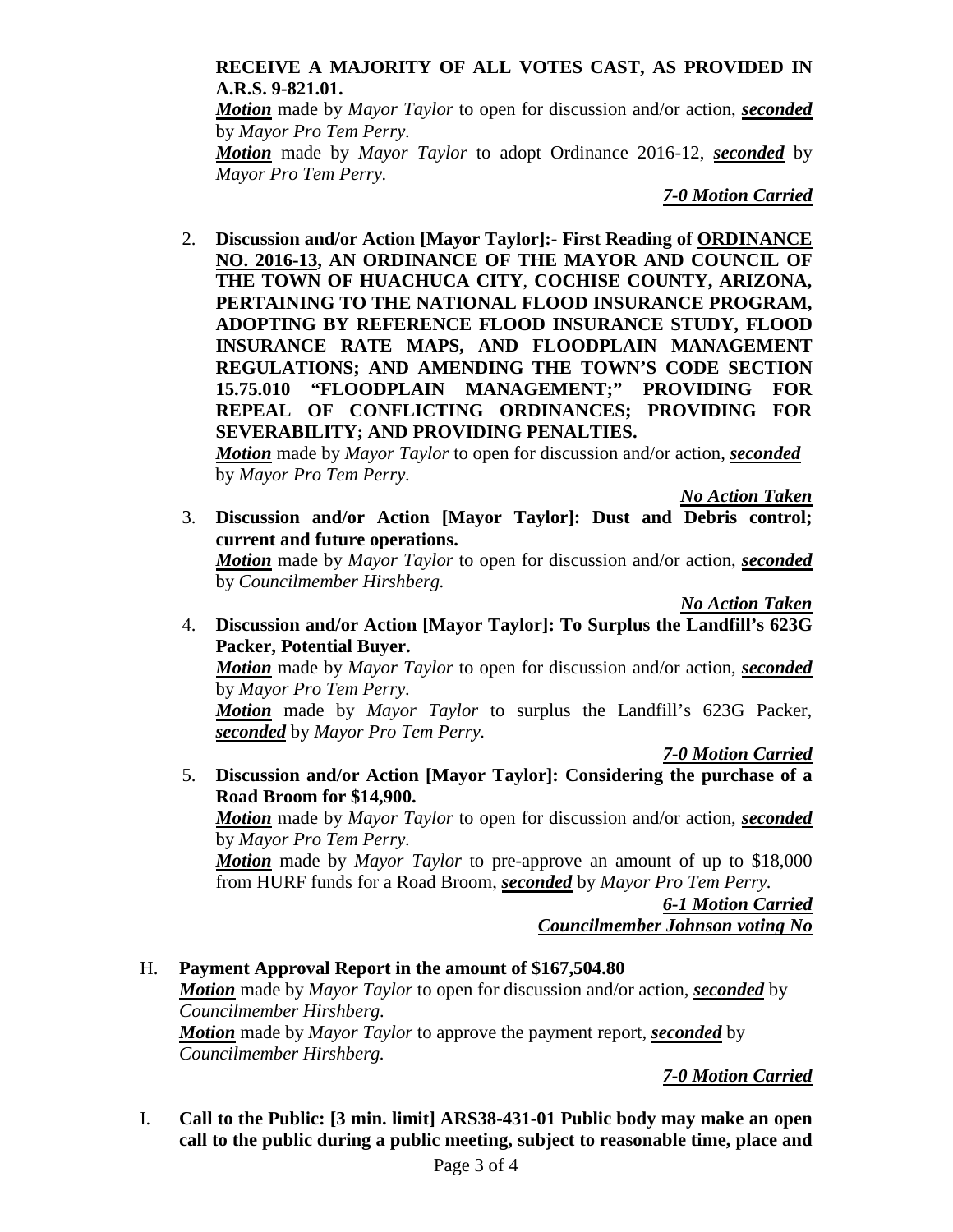**RECEIVE A MAJORITY OF ALL VOTES CAST, AS PROVIDED IN A.R.S. 9-821.01.**

***Motion*** made by *Mayor Taylor* to open for discussion and/or action, ***seconded*** by *Mayor Pro Tem Perry.*

***Motion*** made by *Mayor Taylor* to adopt Ordinance 2016-12, ***seconded*** by *Mayor Pro Tem Perry.*

***7-0 Motion Carried***

2. **Discussion and/or Action [Mayor Taylor]:- First Reading of ORDINANCE NO. 2016-13, AN ORDINANCE OF THE MAYOR AND COUNCIL OF THE TOWN OF HUACHUCA CITY, COCHISE COUNTY, ARIZONA, PERTAINING TO THE NATIONAL FLOOD INSURANCE PROGRAM, ADOPTING BY REFERENCE FLOOD INSURANCE STUDY, FLOOD INSURANCE RATE MAPS, AND FLOODPLAIN MANAGEMENT REGULATIONS; AND AMENDING THE TOWN'S CODE SECTION 15.75.010 "FLOODPLAIN MANAGEMENT;" PROVIDING FOR REPEAL OF CONFLICTING ORDINANCES; PROVIDING FOR SEVERABILITY; AND PROVIDING PENALTIES.**

   ***Motion*** made by *Mayor Taylor* to open for discussion and/or action, ***seconded*** by *Mayor Pro Tem Perry.*

   ***No Action Taken***

3. **Discussion and/or Action [Mayor Taylor]: Dust and Debris control; current and future operations.**

   ***Motion*** made by *Mayor Taylor* to open for discussion and/or action, ***seconded*** by *Councilmember Hirshberg.*

   ***No Action Taken***

4. **Discussion and/or Action [Mayor Taylor]: To Surplus the Landfill's 623G Packer, Potential Buyer.**

   ***Motion*** made by *Mayor Taylor* to open for discussion and/or action, ***seconded*** by *Mayor Pro Tem Perry.*

   ***Motion*** made by *Mayor Taylor* to surplus the Landfill's 623G Packer, ***seconded*** by *Mayor Pro Tem Perry.*

   ***7-0 Motion Carried***

5. **Discussion and/or Action [Mayor Taylor]: Considering the purchase of a Road Broom for $14,900.**

   ***Motion*** made by *Mayor Taylor* to open for discussion and/or action, ***seconded*** by *Mayor Pro Tem Perry.*

   ***Motion*** made by *Mayor Taylor* to pre-approve an amount of up to $18,000 from HURF funds for a Road Broom, ***seconded*** by *Mayor Pro Tem Perry.*

   ***6-1 Motion Carried***
   ***Councilmember Johnson voting No***

H. **Payment Approval Report in the amount of $167,504.80**

***Motion*** made by *Mayor Taylor* to open for discussion and/or action, ***seconded*** by *Councilmember Hirshberg.*

***Motion*** made by *Mayor Taylor* to approve the payment report, ***seconded*** by *Councilmember Hirshberg.*

***7-0 Motion Carried***

I. **Call to the Public: [3 min. limit] ARS38-431-01 Public body may make an open call to the public during a public meeting, subject to reasonable time, place and**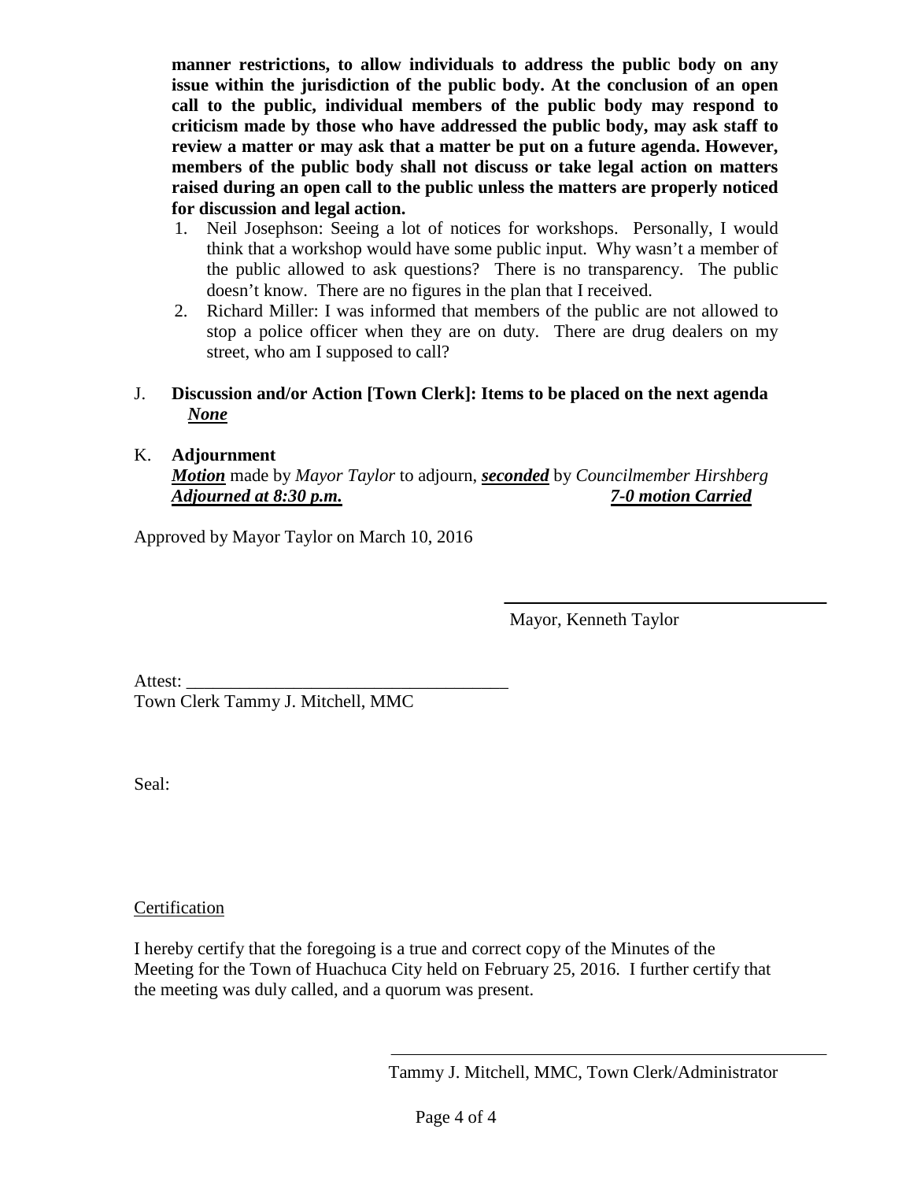**manner restrictions, to allow individuals to address the public body on any issue within the jurisdiction of the public body. At the conclusion of an open call to the public, individual members of the public body may respond to criticism made by those who have addressed the public body, may ask staff to review a matter or may ask that a matter be put on a future agenda. However, members of the public body shall not discuss or take legal action on matters raised during an open call to the public unless the matters are properly noticed for discussion and legal action.**

1. Neil Josephson: Seeing a lot of notices for workshops. Personally, I would think that a workshop would have some public input. Why wasn't a member of the public allowed to ask questions? There is no transparency. The public doesn't know. There are no figures in the plan that I received.
2. Richard Miller: I was informed that members of the public are not allowed to stop a police officer when they are on duty. There are drug dealers on my street, who am I supposed to call?

J. **Discussion and/or Action [Town Clerk]: Items to be placed on the next agenda**
***None***

K. **Adjournment**
***Motion*** made by *Mayor Taylor* to adjourn, ***seconded*** by *Councilmember Hirshberg*
***Adjourned at 8:30 p.m.*** ***7-0 motion Carried***

Approved by Mayor Taylor on March 10, 2016

\_\_\_\_\_\_\_\_\_\_\_\_\_\_\_\_\_\_\_\_\_\_\_\_\_\_\_\_\_\_\_\_\_\_\_\_
Mayor, Kenneth Taylor

Attest: \_\_\_\_\_\_\_\_\_\_\_\_\_\_\_\_\_\_\_\_\_\_\_\_\_\_\_\_\_\_\_\_\_\_\_\_
Town Clerk Tammy J. Mitchell, MMC

Seal:

Certification

I hereby certify that the foregoing is a true and correct copy of the Minutes of the Meeting for the Town of Huachuca City held on February 25, 2016. I further certify that the meeting was duly called, and a quorum was present.

\_\_\_\_\_\_\_\_\_\_\_\_\_\_\_\_\_\_\_\_\_\_\_\_\_\_\_\_\_\_\_\_\_\_\_\_
Tammy J. Mitchell, MMC, Town Clerk/Administrator